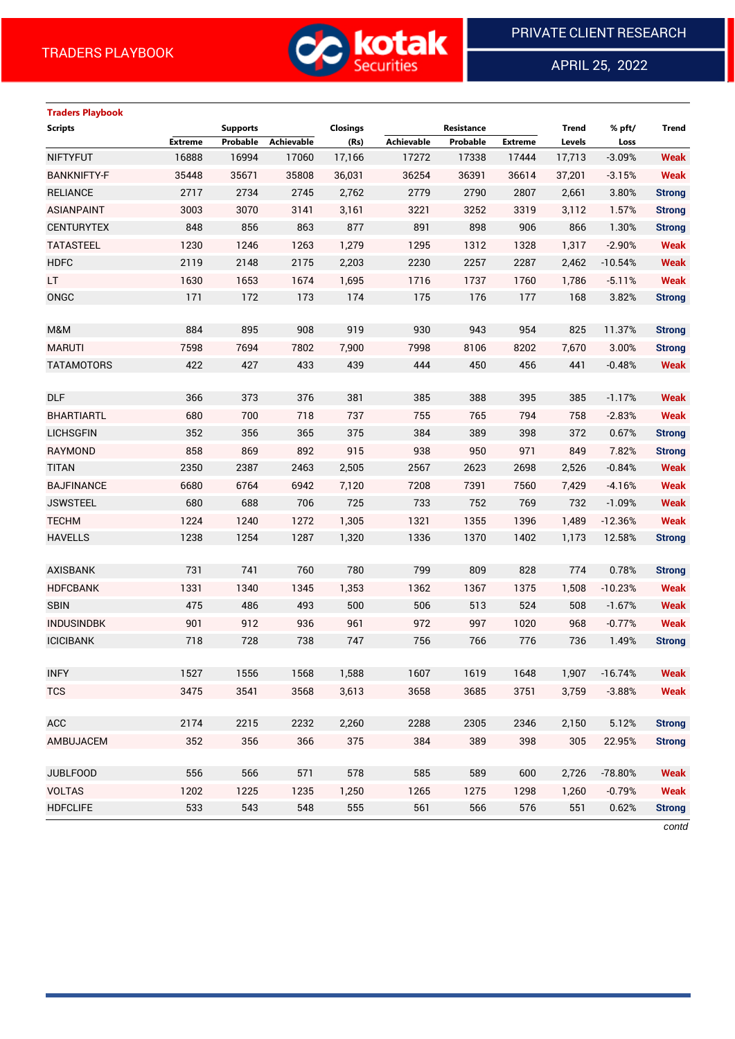TRADERS PLAYBOOK

PRIVATE CLIENT RESEARCH

APRIL 25, 2022

**Traders Playbook**

| Scripts | Supports | | | Closings | Resistance | | | Trend | % pft/ | Trend |
|---|---|---|---|---|---|---|---|---|---|---|
| | Extreme | Probable | Achievable | (Rs) | Achievable | Probable | Extreme | Levels | Loss | |
| NIFTYFUT | 16888 | 16994 | 17060 | 17,166 | 17272 | 17338 | 17444 | 17,713 | -3.09% | Weak |
| BANKNIFTY-F | 35448 | 35671 | 35808 | 36,031 | 36254 | 36391 | 36614 | 37,201 | -3.15% | Weak |
| RELIANCE | 2717 | 2734 | 2745 | 2,762 | 2779 | 2790 | 2807 | 2,661 | 3.80% | Strong |
| ASIANPAINT | 3003 | 3070 | 3141 | 3,161 | 3221 | 3252 | 3319 | 3,112 | 1.57% | Strong |
| CENTURYTEX | 848 | 856 | 863 | 877 | 891 | 898 | 906 | 866 | 1.30% | Strong |
| TATASTEEL | 1230 | 1246 | 1263 | 1,279 | 1295 | 1312 | 1328 | 1,317 | -2.90% | Weak |
| HDFC | 2119 | 2148 | 2175 | 2,203 | 2230 | 2257 | 2287 | 2,462 | -10.54% | Weak |
| LT | 1630 | 1653 | 1674 | 1,695 | 1716 | 1737 | 1760 | 1,786 | -5.11% | Weak |
| ONGC | 171 | 172 | 173 | 174 | 175 | 176 | 177 | 168 | 3.82% | Strong |
| | | | | | | | | | | |
| M&M | 884 | 895 | 908 | 919 | 930 | 943 | 954 | 825 | 11.37% | Strong |
| MARUTI | 7598 | 7694 | 7802 | 7,900 | 7998 | 8106 | 8202 | 7,670 | 3.00% | Strong |
| TATAMOTORS | 422 | 427 | 433 | 439 | 444 | 450 | 456 | 441 | -0.48% | Weak |
| | | | | | | | | | | |
| DLF | 366 | 373 | 376 | 381 | 385 | 388 | 395 | 385 | -1.17% | Weak |
| BHARTIARTL | 680 | 700 | 718 | 737 | 755 | 765 | 794 | 758 | -2.83% | Weak |
| LICHSGFIN | 352 | 356 | 365 | 375 | 384 | 389 | 398 | 372 | 0.67% | Strong |
| RAYMOND | 858 | 869 | 892 | 915 | 938 | 950 | 971 | 849 | 7.82% | Strong |
| TITAN | 2350 | 2387 | 2463 | 2,505 | 2567 | 2623 | 2698 | 2,526 | -0.84% | Weak |
| BAJFINANCE | 6680 | 6764 | 6942 | 7,120 | 7208 | 7391 | 7560 | 7,429 | -4.16% | Weak |
| JSWSTEEL | 680 | 688 | 706 | 725 | 733 | 752 | 769 | 732 | -1.09% | Weak |
| TECHM | 1224 | 1240 | 1272 | 1,305 | 1321 | 1355 | 1396 | 1,489 | -12.36% | Weak |
| HAVELLS | 1238 | 1254 | 1287 | 1,320 | 1336 | 1370 | 1402 | 1,173 | 12.58% | Strong |
| | | | | | | | | | | |
| AXISBANK | 731 | 741 | 760 | 780 | 799 | 809 | 828 | 774 | 0.78% | Strong |
| HDFCBANK | 1331 | 1340 | 1345 | 1,353 | 1362 | 1367 | 1375 | 1,508 | -10.23% | Weak |
| SBIN | 475 | 486 | 493 | 500 | 506 | 513 | 524 | 508 | -1.67% | Weak |
| INDUSINDBK | 901 | 912 | 936 | 961 | 972 | 997 | 1020 | 968 | -0.77% | Weak |
| ICICIBANK | 718 | 728 | 738 | 747 | 756 | 766 | 776 | 736 | 1.49% | Strong |
| | | | | | | | | | | |
| INFY | 1527 | 1556 | 1568 | 1,588 | 1607 | 1619 | 1648 | 1,907 | -16.74% | Weak |
| TCS | 3475 | 3541 | 3568 | 3,613 | 3658 | 3685 | 3751 | 3,759 | -3.88% | Weak |
| | | | | | | | | | | |
| ACC | 2174 | 2215 | 2232 | 2,260 | 2288 | 2305 | 2346 | 2,150 | 5.12% | Strong |
| AMBUJACEM | 352 | 356 | 366 | 375 | 384 | 389 | 398 | 305 | 22.95% | Strong |
| | | | | | | | | | | |
| JUBLFOOD | 556 | 566 | 571 | 578 | 585 | 589 | 600 | 2,726 | -78.80% | Weak |
| VOLTAS | 1202 | 1225 | 1235 | 1,250 | 1265 | 1275 | 1298 | 1,260 | -0.79% | Weak |
| HDFCLIFE | 533 | 543 | 548 | 555 | 561 | 566 | 576 | 551 | 0.62% | Strong |

*contd*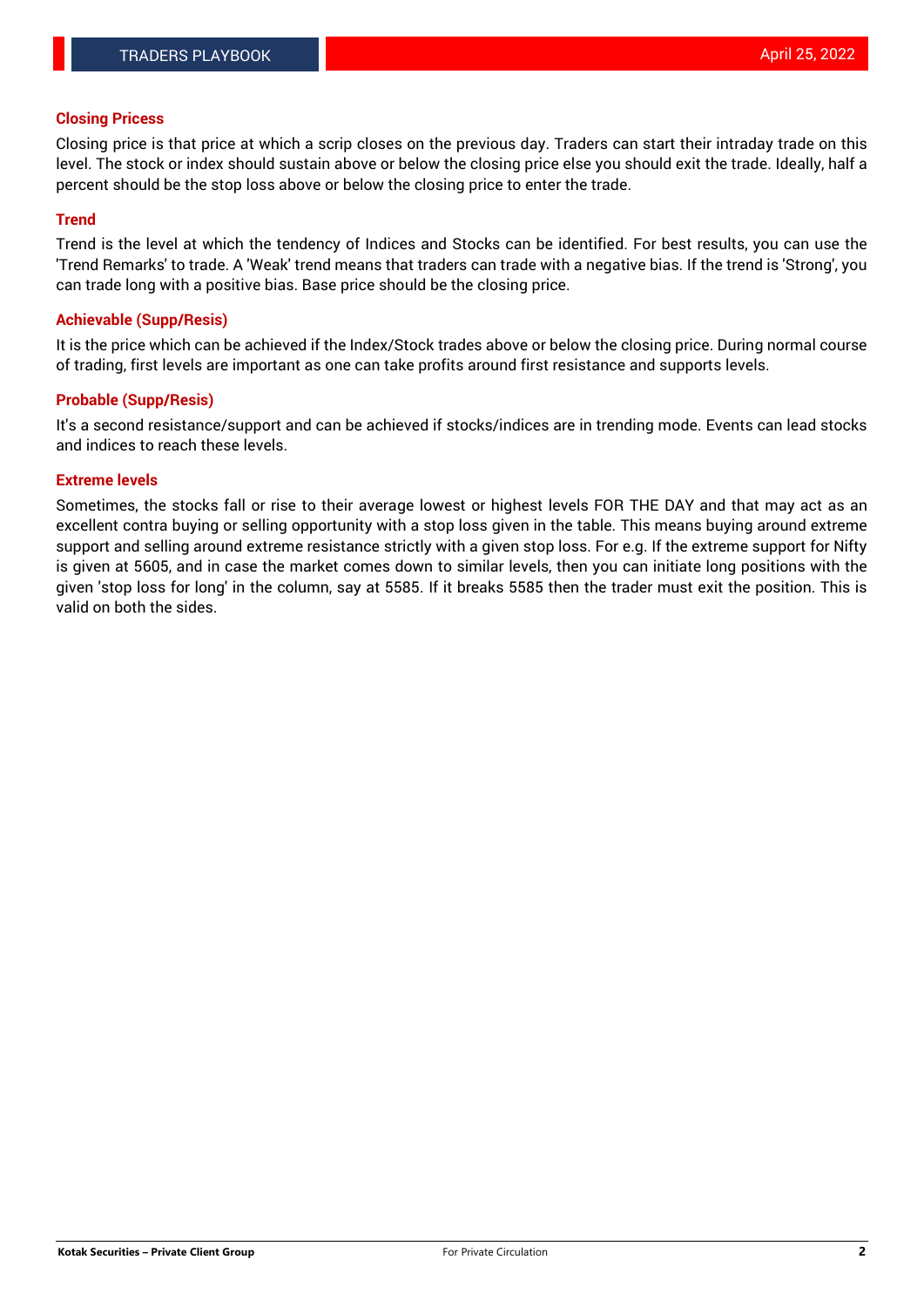### Closing Pricess

Closing price is that price at which a scrip closes on the previous day. Traders can start their intraday trade on this level. The stock or index should sustain above or below the closing price else you should exit the trade. Ideally, half a percent should be the stop loss above or below the closing price to enter the trade.

### Trend

Trend is the level at which the tendency of Indices and Stocks can be identified. For best results, you can use the 'Trend Remarks' to trade. A 'Weak' trend means that traders can trade with a negative bias. If the trend is 'Strong', you can trade long with a positive bias. Base price should be the closing price.

### Achievable (Supp/Resis)

It is the price which can be achieved if the Index/Stock trades above or below the closing price. During normal course of trading, first levels are important as one can take profits around first resistance and supports levels.

### Probable (Supp/Resis)

It's a second resistance/support and can be achieved if stocks/indices are in trending mode. Events can lead stocks and indices to reach these levels.

### Extreme levels

Sometimes, the stocks fall or rise to their average lowest or highest levels FOR THE DAY and that may act as an excellent contra buying or selling opportunity with a stop loss given in the table. This means buying around extreme support and selling around extreme resistance strictly with a given stop loss. For e.g. If the extreme support for Nifty is given at 5605, and in case the market comes down to similar levels, then you can initiate long positions with the given 'stop loss for long' in the column, say at 5585. If it breaks 5585 then the trader must exit the position. This is valid on both the sides.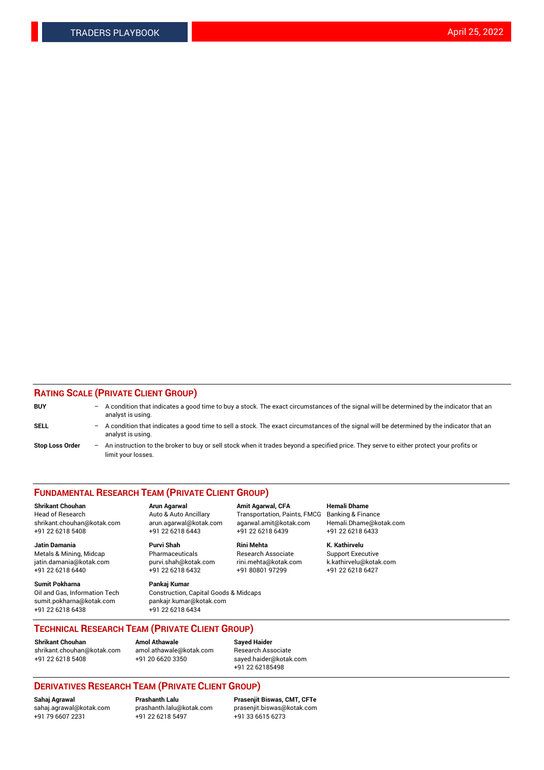## RATING SCALE (PRIVATE CLIENT GROUP)

**BUY** – A condition that indicates a good time to buy a stock. The exact circumstances of the signal will be determined by the indicator that an analyst is using.

**SELL** – A condition that indicates a good time to sell a stock. The exact circumstances of the signal will be determined by the indicator that an analyst is using.

**Stop Loss Order** – An instruction to the broker to buy or sell stock when it trades beyond a specified price. They serve to either protect your profits or limit your losses.

## FUNDAMENTAL RESEARCH TEAM (PRIVATE CLIENT GROUP)

**Shrikant Chouhan**
Head of Research
shrikant.chouhan@kotak.com
+91 22 6218 5408

**Arun Agarwal**
Auto & Auto Ancillary
arun.agarwal@kotak.com
+91 22 6218 6443

**Amit Agarwal, CFA**
Transportation, Paints, FMCG
agarwal.amit@kotak.com
+91 22 6218 6439

**Hemali Dhame**
Banking & Finance
Hemali.Dhame@kotak.com
+91 22 6218 6433

**Jatin Damania**
Metals & Mining, Midcap
jatin.damania@kotak.com
+91 22 6218 6440

**Purvi Shah**
Pharmaceuticals
purvi.shah@kotak.com
+91 22 6218 6432

**Rini Mehta**
Research Associate
rini.mehta@kotak.com
+91 80801 97299

**K. Kathirvelu**
Support Executive
k.kathirvelu@kotak.com
+91 22 6218 6427

**Sumit Pokharna**
Oil and Gas, Information Tech
sumit.pokharna@kotak.com
+91 22 6218 6438

**Pankaj Kumar**
Construction, Capital Goods & Midcaps
pankajr.kumar@kotak.com
+91 22 6218 6434

## TECHNICAL RESEARCH TEAM (PRIVATE CLIENT GROUP)

**Shrikant Chouhan**
shrikant.chouhan@kotak.com
+91 22 6218 5408

**Amol Athawale**
amol.athawale@kotak.com
+91 20 6620 3350

**Sayed Haider**
Research Associate
sayed.haider@kotak.com
+91 22 62185498

## DERIVATIVES RESEARCH TEAM (PRIVATE CLIENT GROUP)

**Sahaj Agrawal**
sahaj.agrawal@kotak.com
+91 79 6607 2231

**Prashanth Lalu**
prashanth.lalu@kotak.com
+91 22 6218 5497

**Prasenjit Biswas, CMT, CFTe**
prasenjit.biswas@kotak.com
+91 33 6615 6273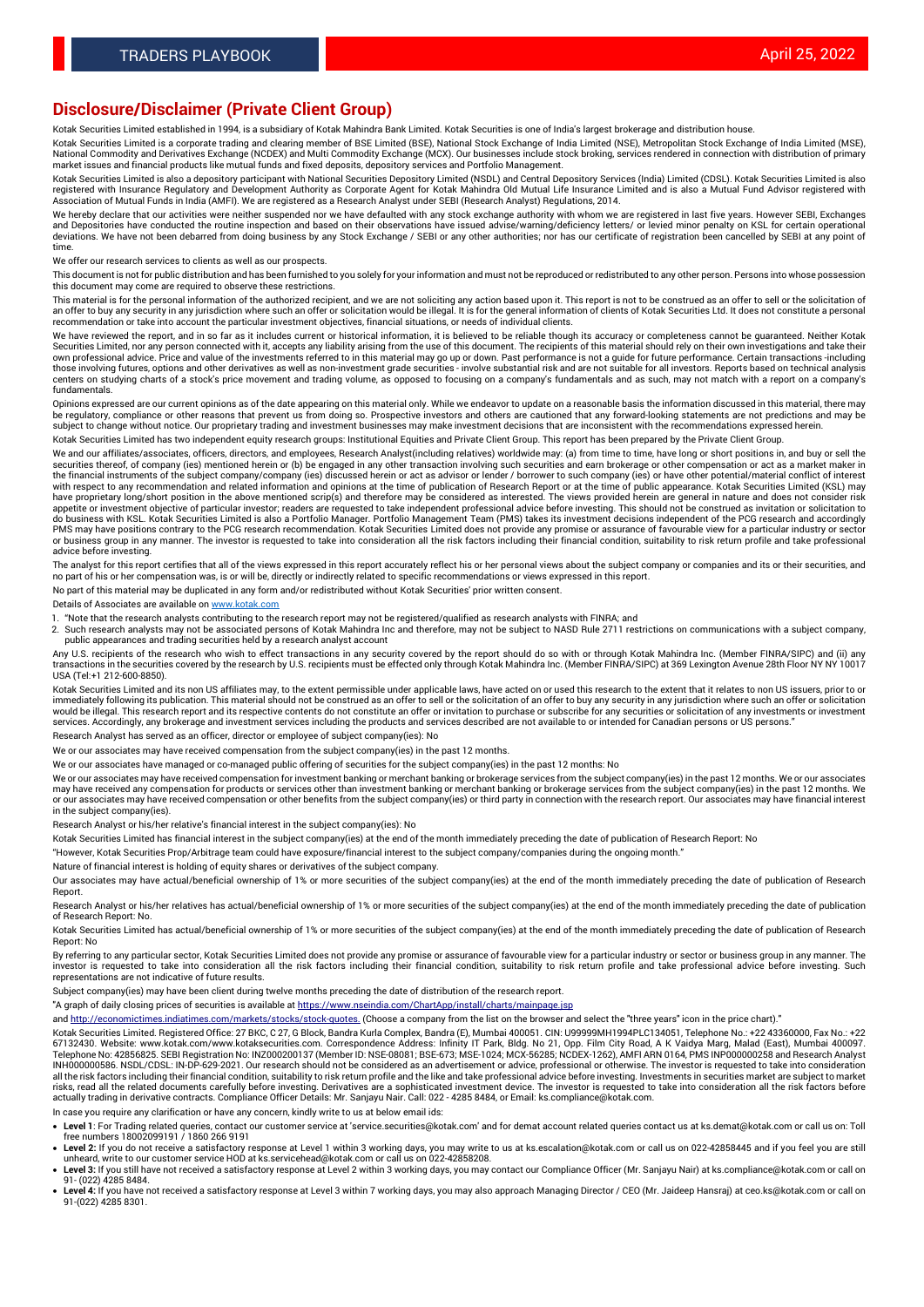# Disclosure/Disclaimer (Private Client Group)

Kotak Securities Limited established in 1994, is a subsidiary of Kotak Mahindra Bank Limited. Kotak Securities is one of India's largest brokerage and distribution house.

Kotak Securities Limited is a corporate trading and clearing member of BSE Limited (BSE), National Stock Exchange of India Limited (NSE), Metropolitan Stock Exchange of India Limited (MSE), National Commodity and Derivatives Exchange (NCDEX) and Multi Commodity Exchange (MCX). Our businesses include stock broking, services rendered in connection with distribution of primary market issues and financial products like mutual funds and fixed deposits, depository services and Portfolio Management.

Kotak Securities Limited is also a depository participant with National Securities Depository Limited (NSDL) and Central Depository Services (India) Limited (CDSL). Kotak Securities Limited is also registered with Insurance Regulatory and Development Authority as Corporate Agent for Kotak Mahindra Old Mutual Life Insurance Limited and is also a Mutual Fund Advisor registered with Association of Mutual Funds in India (AMFI). We are registered as a Research Analyst under SEBI (Research Analyst) Regulations, 2014.

We hereby declare that our activities were neither suspended nor we have defaulted with any stock exchange authority with whom we are registered in last five years. However SEBI, Exchanges and Depositories have conducted the routine inspection and based on their observations have issued advise/warning/deficiency letters/ or levied minor penalty on KSL for certain operational deviations. We have not been debarred from doing business by any Stock Exchange / SEBI or any other authorities; nor has our certificate of registration been cancelled by SEBI at any point of time.

We offer our research services to clients as well as our prospects.

This document is not for public distribution and has been furnished to you solely for your information and must not be reproduced or redistributed to any other person. Persons into whose possession this document may come are required to observe these restrictions.

This material is for the personal information of the authorized recipient, and we are not soliciting any action based upon it. This report is not to be construed as an offer to sell or the solicitation of an offer to buy any security in any jurisdiction where such an offer or solicitation would be illegal. It is for the general information of clients of Kotak Securities Ltd. It does not constitute a personal recommendation or take into account the particular investment objectives, financial situations, or needs of individual clients.

We have reviewed the report, and in so far as it includes current or historical information, it is believed to be reliable though its accuracy or completeness cannot be guaranteed. Neither Kotak Securities Limited, nor any person connected with it, accepts any liability arising from the use of this document. The recipients of this material should rely on their own investigations and take their own professional advice. Price and value of the investments referred to in this material may go up or down. Past performance is not a guide for future performance. Certain transactions -including those involving futures, options and other derivatives as well as non-investment grade securities - involve substantial risk and are not suitable for all investors. Reports based on technical analysis centers on studying charts of a stock's price movement and trading volume, as opposed to focusing on a company's fundamentals and as such, may not match with a report on a company's fundamentals.

Opinions expressed are our current opinions as of the date appearing on this material only. While we endeavor to update on a reasonable basis the information discussed in this material, there may be regulatory, compliance or other reasons that prevent us from doing so. Prospective investors and others are cautioned that any forward-looking statements are not predictions and may be subject to change without notice. Our proprietary trading and investment businesses may make investment decisions that are inconsistent with the recommendations expressed herein.

Kotak Securities Limited has two independent equity research groups: Institutional Equities and Private Client Group. This report has been prepared by the Private Client Group.

We and our affiliates/associates, officers, directors, and employees, Research Analyst(including relatives) worldwide may: (a) from time to time, have long or short positions in, and buy or sell the securities thereof, of company (ies) mentioned herein or (b) be engaged in any other transaction involving such securities and earn brokerage or other compensation or act as a market maker in the financial instruments of the subject company/company (ies) discussed herein or act as advisor or lender / borrower to such company (ies) or have other potential/material conflict of interest with respect to any recommendation and related information and opinions at the time of publication of Research Report or at the time of public appearance. Kotak Securities Limited (KSL) may have proprietary long/short position in the above mentioned scrip(s) and therefore may be considered as interested. The views provided herein are general in nature and does not consider risk appetite or investment objective of particular investor; readers are requested to take independent professional advice before investing. This should not be construed as invitation or solicitation to do business with KSL. Kotak Securities Limited is also a Portfolio Manager. Portfolio Management Team (PMS) takes its investment decisions independent of the PCG research and accordingly PMS may have positions contrary to the PCG research recommendation. Kotak Securities Limited does not provide any promise or assurance of favourable view for a particular industry or sector or business group in any manner. The investor is requested to take into consideration all the risk factors including their financial condition, suitability to risk return profile and take professional advice before investing.

The analyst for this report certifies that all of the views expressed in this report accurately reflect his or her personal views about the subject company or companies and its or their securities, and no part of his or her compensation was, is or will be, directly or indirectly related to specific recommendations or views expressed in this report.

No part of this material may be duplicated in any form and/or redistributed without Kotak Securities' prior written consent.

Details of Associates are available on www.kotak.com

1. "Note that the research analysts contributing to the research report may not be registered/qualified as research analysts with FINRA; and
2. Such research analysts may not be associated persons of Kotak Mahindra Inc and therefore, may not be subject to NASD Rule 2711 restrictions on communications with a subject company, public appearances and trading securities held by a research analyst account

Any U.S. recipients of the research who wish to effect transactions in any security covered by the report should do so with or through Kotak Mahindra Inc. (Member FINRA/SIPC) and (ii) any transactions in the securities covered by the research by U.S. recipients must be effected only through Kotak Mahindra Inc. (Member FINRA/SIPC) at 369 Lexington Avenue 28th Floor NY NY 10017 USA (Tel:+1 212-600-8850).

Kotak Securities Limited and its non US affiliates may, to the extent permissible under applicable laws, have acted on or used this research to the extent that it relates to non US issuers, prior to or immediately following its publication. This material should not be construed as an offer to sell or the solicitation of an offer to buy any security in any jurisdiction where such an offer or solicitation would be illegal. This research report and its respective contents do not constitute an offer or invitation to purchase or subscribe for any securities or solicitation of any investments or investment services. Accordingly, any brokerage and investment services including the products and services described are not available to or intended for Canadian persons or US persons."

Research Analyst has served as an officer, director or employee of subject company(ies): No

We or our associates may have received compensation from the subject company(ies) in the past 12 months.

We or our associates have managed or co-managed public offering of securities for the subject company(ies) in the past 12 months: No

We or our associates may have received compensation for investment banking or merchant banking or brokerage services from the subject company(ies) in the past 12 months. We or our associates may have received any compensation for products or services other than investment banking or merchant banking or brokerage services from the subject company(ies) in the past 12 months. We or our associates may have received compensation or other benefits from the subject company(ies) or third party in connection with the research report. Our associates may have financial interest in the subject company(ies).

Research Analyst or his/her relative's financial interest in the subject company(ies): No

Kotak Securities Limited has financial interest in the subject company(ies) at the end of the month immediately preceding the date of publication of Research Report: No

"However, Kotak Securities Prop/Arbitrage team could have exposure/financial interest to the subject company/companies during the ongoing month."

Nature of financial interest is holding of equity shares or derivatives of the subject company.

Our associates may have actual/beneficial ownership of 1% or more securities of the subject company(ies) at the end of the month immediately preceding the date of publication of Research Report.

Research Analyst or his/her relatives has actual/beneficial ownership of 1% or more securities of the subject company(ies) at the end of the month immediately preceding the date of publication of Research Report: No.

Kotak Securities Limited has actual/beneficial ownership of 1% or more securities of the subject company(ies) at the end of the month immediately preceding the date of publication of Research Report: No

By referring to any particular sector, Kotak Securities Limited does not provide any promise or assurance of favourable view for a particular industry or sector or business group in any manner. The investor is requested to take into consideration all the risk factors including their financial condition, suitability to risk return profile and take professional advice before investing. Such representations are not indicative of future results.

Subject company(ies) may have been client during twelve months preceding the date of distribution of the research report.

"A graph of daily closing prices of securities is available at https://www.nseindia.com/ChartApp/install/charts/mainpage.jsp

and http://economictimes.indiatimes.com/markets/stocks/stock-quotes. (Choose a company from the list on the browser and select the "three years" icon in the price chart)."

Kotak Securities Limited. Registered Office: 27 BKC, C 27, G Block, Bandra Kurla Complex, Bandra (E), Mumbai 400051. CIN: U99999MH1994PLC134051, Telephone No.: +22 43360000, Fax No.: +22 67132430. Website: www.kotak.com/www.kotaksecurities.com. Correspondence Address: Infinity IT Park, Bldg. No 21, Opp. Film City Road, A K Vaidya Marg, Malad (East), Mumbai 400097. Telephone No: 42856825. SEBI Registration No: INZ000200137 (Member ID: NSE-08081; BSE-673; MSE-1024; MCX-56285; NCDEX-1262), AMFI ARN 0164, PMS INP000000258 and Research Analyst INH000000586. NSDL/CDSL: IN-DP-629-2021. Our research should not be considered as an advertisement or advice, professional or otherwise. The investor is requested to take into consideration all the risk factors including their financial condition, suitability to risk return profile and the like and take professional advice before investing. Investments in securities market are subject to market risks, read all the related documents carefully before investing. Derivatives are a sophisticated investment device. The investor is requested to take into consideration all the risk factors before actually trading in derivative contracts. Compliance Officer Details: Mr. Sanjayu Nair. Call: 022 - 4285 8484, or Email: ks.compliance@kotak.com.

In case you require any clarification or have any concern, kindly write to us at below email ids:

- **Level 1**: For Trading related queries, contact our customer service at 'service.securities@kotak.com' and for demat account related queries contact us at ks.demat@kotak.com or call us on: Toll free numbers 18002099191 / 1860 266 9191
- **Level 2:** If you do not receive a satisfactory response at Level 1 within 3 working days, you may write to us at ks.escalation@kotak.com or call us on 022-42858445 and if you feel you are still unheard, write to our customer service HOD at ks.servicehead@kotak.com or call us on 022-42858208.
- **Level 3:** If you still have not received a satisfactory response at Level 2 within 3 working days, you may contact our Compliance Officer (Mr. Sanjayu Nair) at ks.compliance@kotak.com or call on 91- (022) 4285 8484.
- **Level 4:** If you have not received a satisfactory response at Level 3 within 7 working days, you may also approach Managing Director / CEO (Mr. Jaideep Hansraj) at ceo.ks@kotak.com or call on 91-(022) 4285 8301.